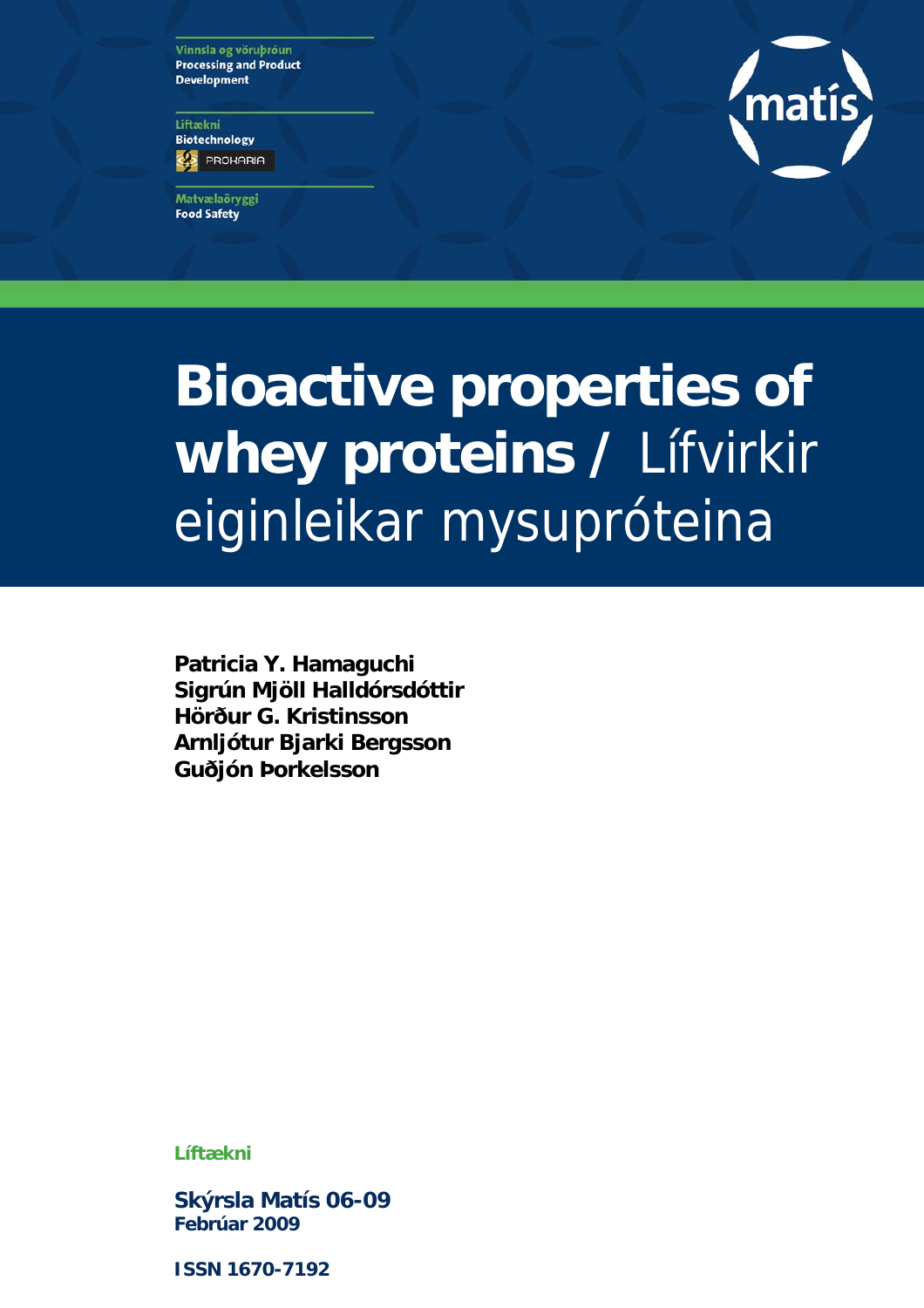Vinnsla og vöruþróun
Processing and Product Development

Líftækni
Biotechnology
PROKARIA

Matvælaöryggi
Food Safety

matís

# Bioactive properties of whey proteins / Lífvirkir eiginleikar mysupróteina

**Patricia Y. Hamaguchi**
**Sigrún Mjöll Halldórsdóttir**
**Hörður G. Kristinsson**
**Arnljótur Bjarki Bergsson**
**Guðjón Þorkelsson**

**Líftækni**

**Skýrsla Matís 06-09**
**Febrúar 2009**

**ISSN 1670-7192**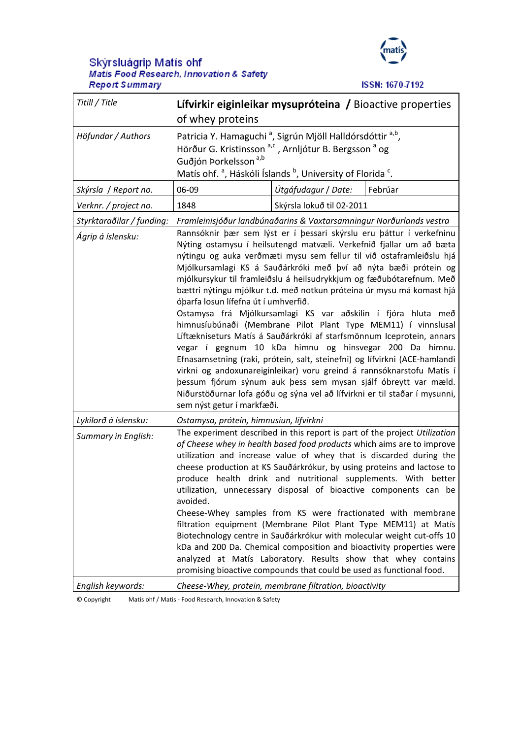**Skýrsluágrip Matís ohf**
*Matís Food Research, Innovation & Safety*
*Report Summary*

ISSN: 1670-7192

| | | | |
|---|---|---|---|
| *Titill / Title* | **Lífvirkir eiginleikar mysupróteina / Bioactive properties of whey proteins** | | |
| *Höfundar / Authors* | Patricia Y. Hamaguchi [a], Sigrún Mjöll Halldórsdóttir [a,b], Hörður G. Kristinsson [a,c], Arnljótur B. Bergsson [a] og Guðjón Þorkelsson [a,b]<br>Matís ohf. [a], Háskóli Íslands [b], University of Florida [c]. | | |
| *Skýrsla / Report no.* | 06-09 | *Útgáfudagur / Date:* | Febrúar |
| *Verknr. / project no.* | 1848 | Skýrsla lokuð til 02-2011 | |
| *Styrktaraðilar / funding:* | *Framleinisjóður landbúnaðarins & Vaxtarsamningur Norðurlands vestra* | | |
| *Ágrip á íslensku:* | Rannsóknir þær sem lýst er í þessari skýrslu eru þáttur í verkefninu Nýting ostamysu í heilsutengd matvæli. Verkefnið fjallar um að bæta nýtingu og auka verðmæti mysu sem fellur til við ostaframleiðslu hjá Mjólkursamlagi KS á Sauðárkróki með því að nýta bæði prótein og mjólkursykur til framleiðslu á heilsudrykkjum og fæðubótarefnum. Með bættri nýtingu mjólkur t.d. með notkun próteina úr mysu má komast hjá óþarfa losun lífefna út í umhverfið.<br>Ostamysa frá Mjólkursamlagi KS var aðskilin í fjóra hluta með himnusíubúnaði (Membrane Pilot Plant Type MEM11) í vinnslusal Líftækniseturs Matís á Sauðárkróki af starfsmönnum Iceprotein, annars vegar í gegnum 10 kDa himnu og hinsvegar 200 Da himnu. Efnasamsetning (raki, prótein, salt, steinefni) og lífvirkni (ACE-hamlandi virkni og andoxunareiginleikar) voru greind á rannsóknarstofu Matís í þessum fjórum sýnum auk þess sem mysan sjálf óbreytt var mæld. Niðurstöðurnar lofa góðu og sýna vel að lífvirkni er til staðar í mysunni, sem nýst getur í markfæði. | | |
| *Lykilorð á íslensku:* | *Ostamysa, prótein, himnusíun, lífvirkni* | | |
| *Summary in English:* | The experiment described in this report is part of the project *Utilization of Cheese whey in health based food products* which aims are to improve utilization and increase value of whey that is discarded during the cheese production at KS Sauðárkrókur, by using proteins and lactose to produce health drink and nutritional supplements. With better utilization, unnecessary disposal of bioactive components can be avoided.<br>Cheese-Whey samples from KS were fractionated with membrane filtration equipment (Membrane Pilot Plant Type MEM11) at Matís Biotechnology centre in Sauðárkrókur with molecular weight cut-offs 10 kDa and 200 Da. Chemical composition and bioactivity properties were analyzed at Matís Laboratory. Results show that whey contains promising bioactive compounds that could be used as functional food. | | |
| *English keywords:* | *Cheese-Whey, protein, membrane filtration, bioactivity* | | |

© Copyright Matís ohf / Matis - Food Research, Innovation & Safety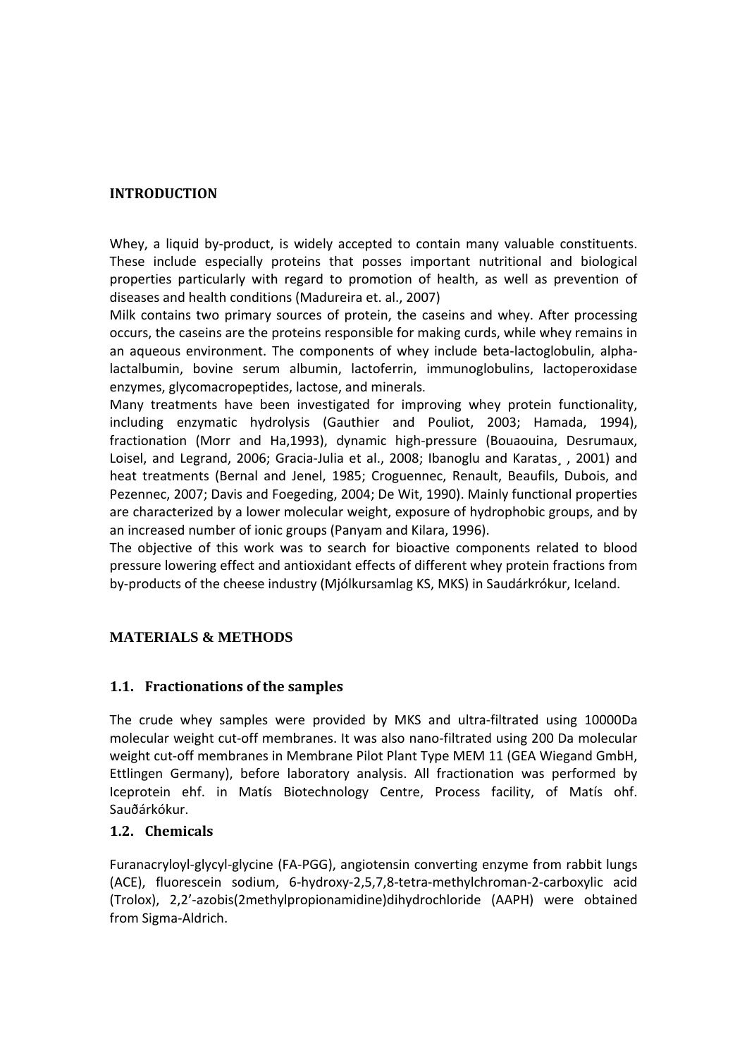# INTRODUCTION

Whey, a liquid by-product, is widely accepted to contain many valuable constituents. These include especially proteins that posses important nutritional and biological properties particularly with regard to promotion of health, as well as prevention of diseases and health conditions (Madureira et. al., 2007)

Milk contains two primary sources of protein, the caseins and whey. After processing occurs, the caseins are the proteins responsible for making curds, while whey remains in an aqueous environment. The components of whey include beta-lactoglobulin, alpha-lactalbumin, bovine serum albumin, lactoferrin, immunoglobulins, lactoperoxidase enzymes, glycomacropeptides, lactose, and minerals.

Many treatments have been investigated for improving whey protein functionality, including enzymatic hydrolysis (Gauthier and Pouliot, 2003; Hamada, 1994), fractionation (Morr and Ha,1993), dynamic high-pressure (Bouaouina, Desrumaux, Loisel, and Legrand, 2006; Gracia-Julia et al., 2008; Ibanoglu and Karatas¸ , 2001) and heat treatments (Bernal and Jenel, 1985; Croguennec, Renault, Beaufils, Dubois, and Pezennec, 2007; Davis and Foegeding, 2004; De Wit, 1990). Mainly functional properties are characterized by a lower molecular weight, exposure of hydrophobic groups, and by an increased number of ionic groups (Panyam and Kilara, 1996).

The objective of this work was to search for bioactive components related to blood pressure lowering effect and antioxidant effects of different whey protein fractions from by-products of the cheese industry (Mjólkursamlag KS, MKS) in Saudárkrókur, Iceland.

# MATERIALS & METHODS

## 1.1. Fractionations of the samples

The crude whey samples were provided by MKS and ultra-filtrated using 10000Da molecular weight cut-off membranes. It was also nano-filtrated using 200 Da molecular weight cut-off membranes in Membrane Pilot Plant Type MEM 11 (GEA Wiegand GmbH, Ettlingen Germany), before laboratory analysis. All fractionation was performed by Iceprotein ehf. in Matís Biotechnology Centre, Process facility, of Matís ohf. Sauðárkókur.

## 1.2. Chemicals

Furanacryloyl-glycyl-glycine (FA-PGG), angiotensin converting enzyme from rabbit lungs (ACE), fluorescein sodium, 6-hydroxy-2,5,7,8-tetra-methylchroman-2-carboxylic acid (Trolox), 2,2'-azobis(2methylpropionamidine)dihydrochloride (AAPH) were obtained from Sigma-Aldrich.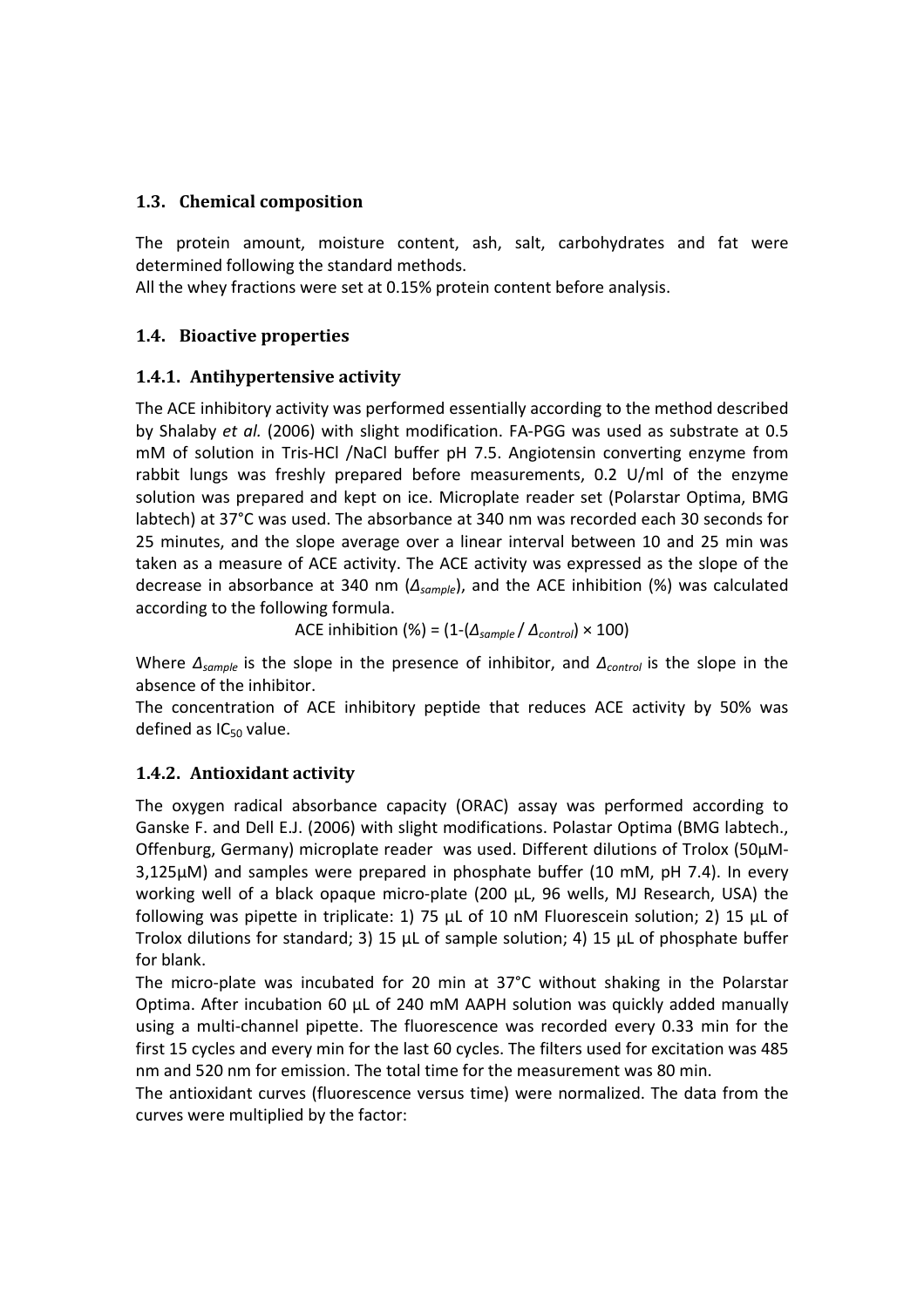## 1.3. Chemical composition

The protein amount, moisture content, ash, salt, carbohydrates and fat were determined following the standard methods.

All the whey fractions were set at 0.15% protein content before analysis.

## 1.4. Bioactive properties

### 1.4.1. Antihypertensive activity

The ACE inhibitory activity was performed essentially according to the method described by Shalaby *et al.* (2006) with slight modification. FA-PGG was used as substrate at 0.5 mM of solution in Tris-HCl /NaCl buffer pH 7.5. Angiotensin converting enzyme from rabbit lungs was freshly prepared before measurements, 0.2 U/ml of the enzyme solution was prepared and kept on ice. Microplate reader set (Polarstar Optima, BMG labtech) at 37°C was used. The absorbance at 340 nm was recorded each 30 seconds for 25 minutes, and the slope average over a linear interval between 10 and 25 min was taken as a measure of ACE activity. The ACE activity was expressed as the slope of the decrease in absorbance at 340 nm ($\Delta_{sample}$), and the ACE inhibition (%) was calculated according to the following formula.

$$\text{ACE inhibition (\%)} = (1-(\Delta_{sample} / \Delta_{control}) \times 100)$$

Where $\Delta_{sample}$ is the slope in the presence of inhibitor, and $\Delta_{control}$ is the slope in the absence of the inhibitor.

The concentration of ACE inhibitory peptide that reduces ACE activity by 50% was defined as $IC_{50}$ value.

### 1.4.2. Antioxidant activity

The oxygen radical absorbance capacity (ORAC) assay was performed according to Ganske F. and Dell E.J. (2006) with slight modifications. Polastar Optima (BMG labtech., Offenburg, Germany) microplate reader was used. Different dilutions of Trolox (50µM-3,125µM) and samples were prepared in phosphate buffer (10 mM, pH 7.4). In every working well of a black opaque micro-plate (200 µL, 96 wells, MJ Research, USA) the following was pipette in triplicate: 1) 75 µL of 10 nM Fluorescein solution; 2) 15 µL of Trolox dilutions for standard; 3) 15 µL of sample solution; 4) 15 µL of phosphate buffer for blank.

The micro-plate was incubated for 20 min at 37°C without shaking in the Polarstar Optima. After incubation 60 µL of 240 mM AAPH solution was quickly added manually using a multi-channel pipette. The fluorescence was recorded every 0.33 min for the first 15 cycles and every min for the last 60 cycles. The filters used for excitation was 485 nm and 520 nm for emission. The total time for the measurement was 80 min.

The antioxidant curves (fluorescence versus time) were normalized. The data from the curves were multiplied by the factor: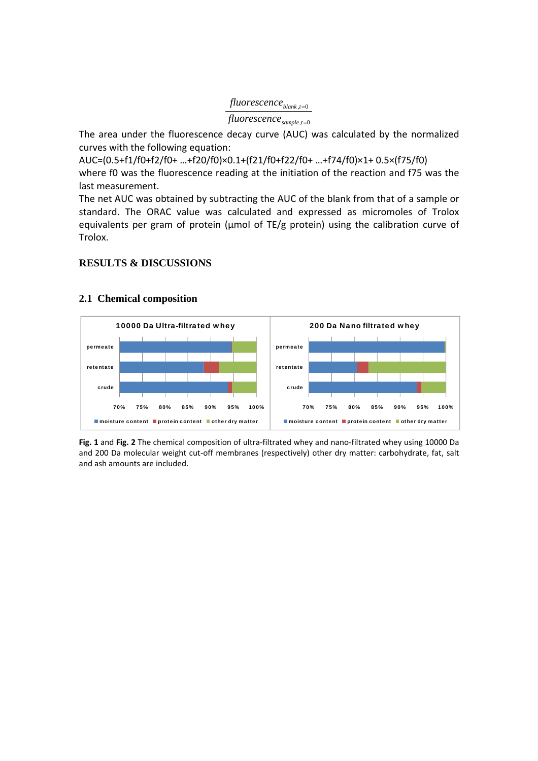$$\frac{fluorescence_{blank,t=0}}{fluorescence_{sample,t=0}}$$

The area under the fluorescence decay curve (AUC) was calculated by the normalized curves with the following equation:

$$AUC=(0.5+f1/f0+f2/f0+ \ldots +f20/f0)\times 0.1+(f21/f0+f22/f0+ \ldots +f74/f0)\times 1+ 0.5\times (f75/f0)$$

where f0 was the fluorescence reading at the initiation of the reaction and f75 was the last measurement.

The net AUC was obtained by subtracting the AUC of the blank from that of a sample or standard. The ORAC value was calculated and expressed as micromoles of Trolox equivalents per gram of protein (µmol of TE/g protein) using the calibration curve of Trolox.

# RESULTS & DISCUSSIONS

## 2.1 Chemical composition

**Fig. 1** and **Fig. 2** The chemical composition of ultra-filtrated whey and nano-filtrated whey using 10000 Da and 200 Da molecular weight cut-off membranes (respectively) other dry matter: carbohydrate, fat, salt and ash amounts are included.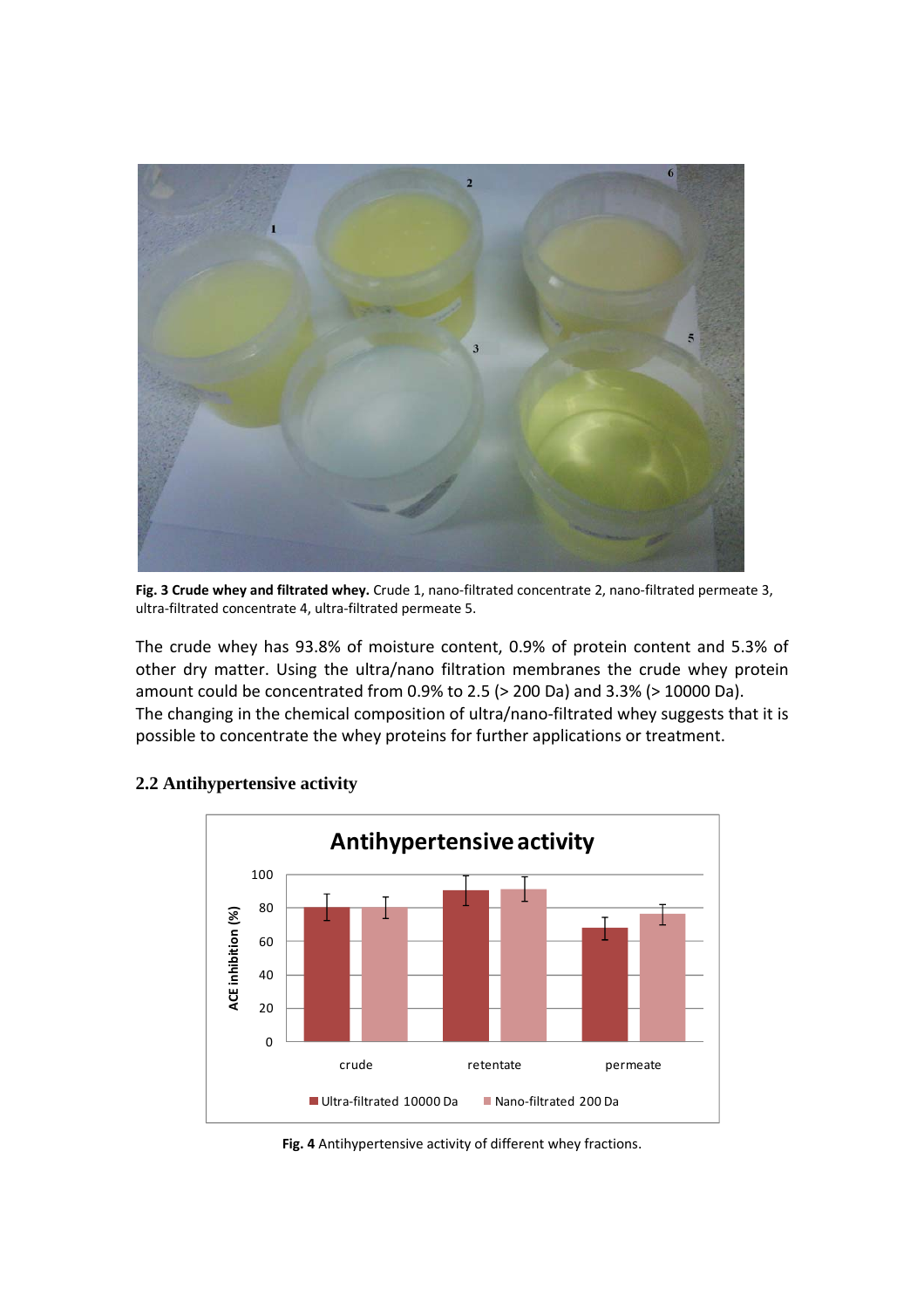**Fig. 3 Crude whey and filtrated whey.** Crude 1, nano-filtrated concentrate 2, nano-filtrated permeate 3, ultra-filtrated concentrate 4, ultra-filtrated permeate 5.

The crude whey has 93.8% of moisture content, 0.9% of protein content and 5.3% of other dry matter. Using the ultra/nano filtration membranes the crude whey protein amount could be concentrated from 0.9% to 2.5 (> 200 Da) and 3.3% (> 10000 Da). The changing in the chemical composition of ultra/nano-filtrated whey suggests that it is possible to concentrate the whey proteins for further applications or treatment.

## 2.2 Antihypertensive activity

**Fig. 4** Antihypertensive activity of different whey fractions.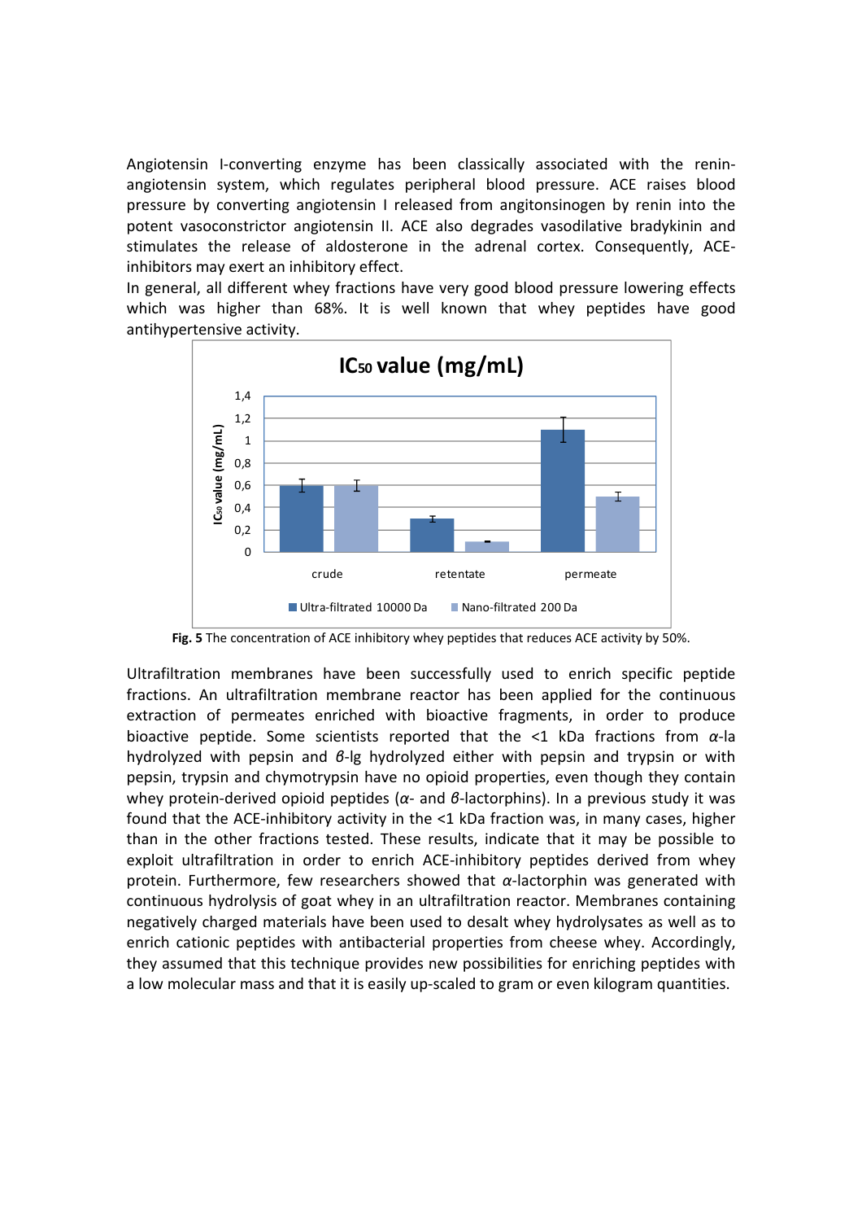Angiotensin I-converting enzyme has been classically associated with the renin-angiotensin system, which regulates peripheral blood pressure. ACE raises blood pressure by converting angiotensin I released from angitonsinogen by renin into the potent vasoconstrictor angiotensin II. ACE also degrades vasodilative bradykinin and stimulates the release of aldosterone in the adrenal cortex. Consequently, ACE-inhibitors may exert an inhibitory effect.

In general, all different whey fractions have very good blood pressure lowering effects which was higher than 68%. It is well known that whey peptides have good antihypertensive activity.

**Fig. 5** The concentration of ACE inhibitory whey peptides that reduces ACE activity by 50%.

Ultrafiltration membranes have been successfully used to enrich specific peptide fractions. An ultrafiltration membrane reactor has been applied for the continuous extraction of permeates enriched with bioactive fragments, in order to produce bioactive peptide. Some scientists reported that the <1 kDa fractions from *α*-la hydrolyzed with pepsin and *β*-lg hydrolyzed either with pepsin and trypsin or with pepsin, trypsin and chymotrypsin have no opioid properties, even though they contain whey protein-derived opioid peptides (*α*- and *β*-lactorphins). In a previous study it was found that the ACE-inhibitory activity in the <1 kDa fraction was, in many cases, higher than in the other fractions tested. These results, indicate that it may be possible to exploit ultrafiltration in order to enrich ACE-inhibitory peptides derived from whey protein. Furthermore, few researchers showed that *α*-lactorphin was generated with continuous hydrolysis of goat whey in an ultrafiltration reactor. Membranes containing negatively charged materials have been used to desalt whey hydrolysates as well as to enrich cationic peptides with antibacterial properties from cheese whey. Accordingly, they assumed that this technique provides new possibilities for enriching peptides with a low molecular mass and that it is easily up-scaled to gram or even kilogram quantities.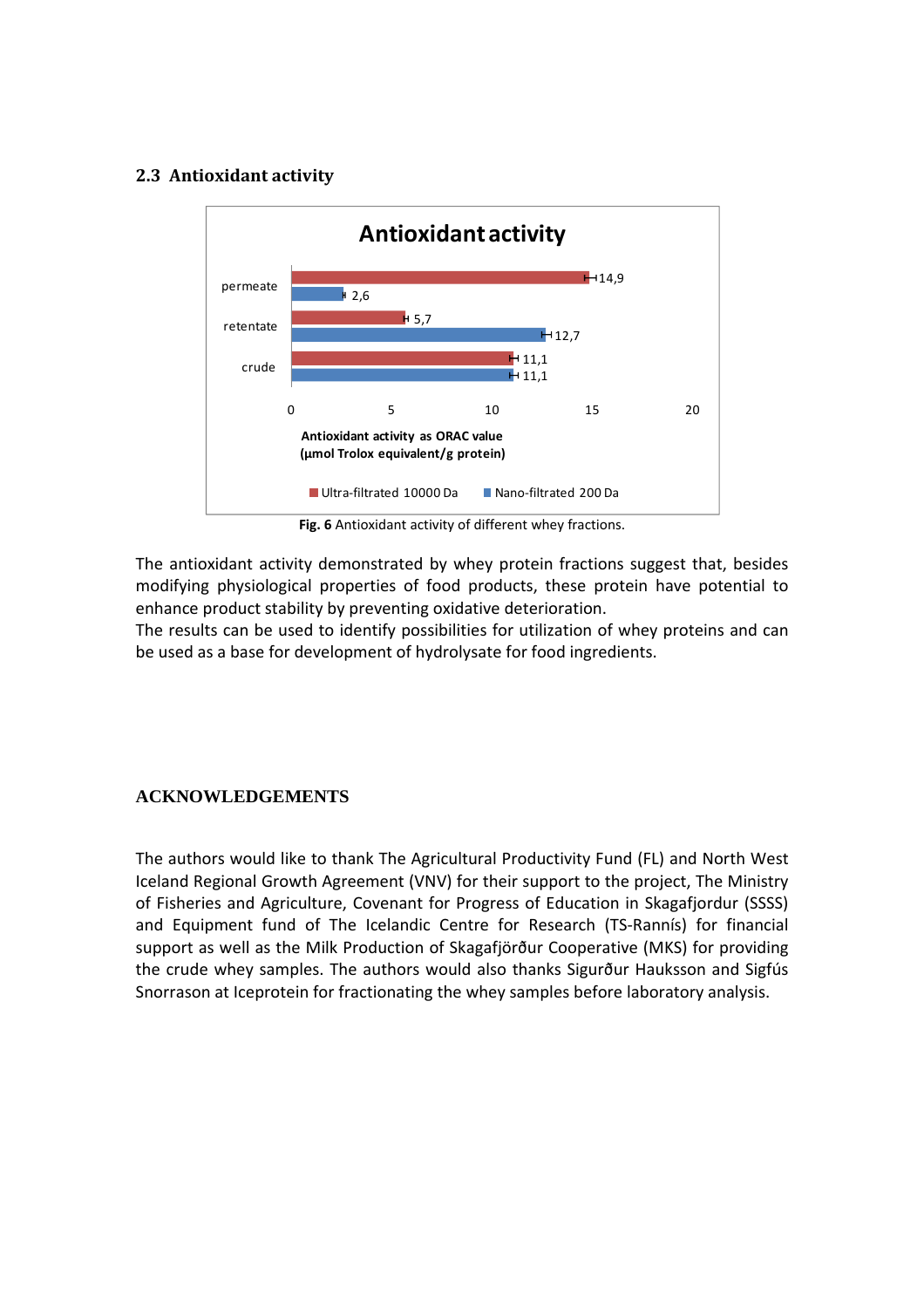## 2.3 Antioxidant activity

Fig. 6 Antioxidant activity of different whey fractions.

The antioxidant activity demonstrated by whey protein fractions suggest that, besides modifying physiological properties of food products, these protein have potential to enhance product stability by preventing oxidative deterioration.
The results can be used to identify possibilities for utilization of whey proteins and can be used as a base for development of hydrolysate for food ingredients.

## ACKNOWLEDGEMENTS

The authors would like to thank The Agricultural Productivity Fund (FL) and North West Iceland Regional Growth Agreement (VNV) for their support to the project, The Ministry of Fisheries and Agriculture, Covenant for Progress of Education in Skagafjordur (SSSS) and Equipment fund of The Icelandic Centre for Research (TS-Rannís) for financial support as well as the Milk Production of Skagafjörður Cooperative (MKS) for providing the crude whey samples. The authors would also thanks Sigurður Hauksson and Sigfús Snorrason at Iceprotein for fractionating the whey samples before laboratory analysis.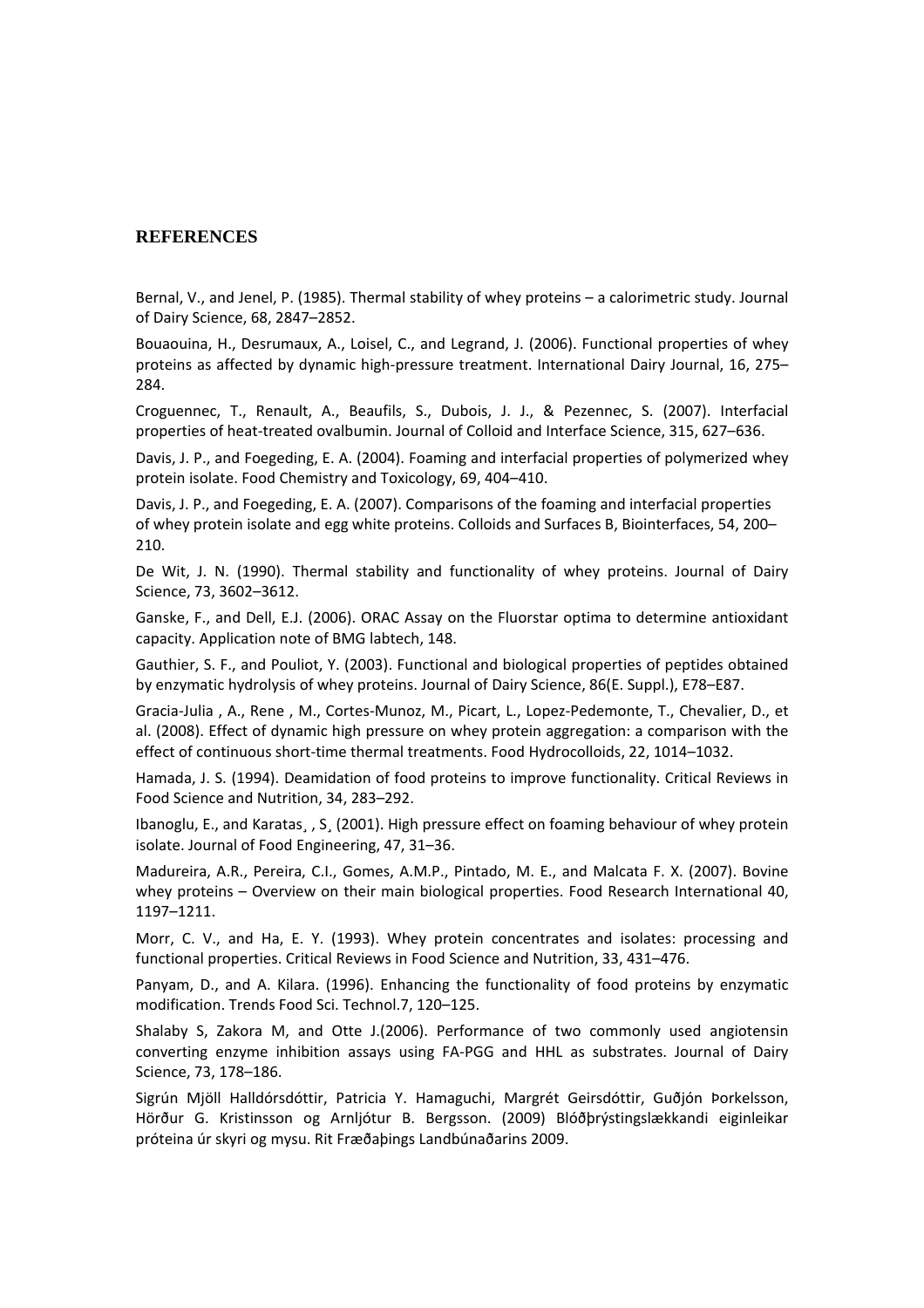## REFERENCES

Bernal, V., and Jenel, P. (1985). Thermal stability of whey proteins – a calorimetric study. Journal of Dairy Science, 68, 2847–2852.

Bouaouina, H., Desrumaux, A., Loisel, C., and Legrand, J. (2006). Functional properties of whey proteins as affected by dynamic high-pressure treatment. International Dairy Journal, 16, 275–284.

Croguennec, T., Renault, A., Beaufils, S., Dubois, J. J., & Pezennec, S. (2007). Interfacial properties of heat-treated ovalbumin. Journal of Colloid and Interface Science, 315, 627–636.

Davis, J. P., and Foegeding, E. A. (2004). Foaming and interfacial properties of polymerized whey protein isolate. Food Chemistry and Toxicology, 69, 404–410.

Davis, J. P., and Foegeding, E. A. (2007). Comparisons of the foaming and interfacial properties of whey protein isolate and egg white proteins. Colloids and Surfaces B, Biointerfaces, 54, 200–210.

De Wit, J. N. (1990). Thermal stability and functionality of whey proteins. Journal of Dairy Science, 73, 3602–3612.

Ganske, F., and Dell, E.J. (2006). ORAC Assay on the Fluorstar optima to determine antioxidant capacity. Application note of BMG labtech, 148.

Gauthier, S. F., and Pouliot, Y. (2003). Functional and biological properties of peptides obtained by enzymatic hydrolysis of whey proteins. Journal of Dairy Science, 86(E. Suppl.), E78–E87.

Gracia-Julia , A., Rene , M., Cortes-Munoz, M., Picart, L., Lopez-Pedemonte, T., Chevalier, D., et al. (2008). Effect of dynamic high pressure on whey protein aggregation: a comparison with the effect of continuous short-time thermal treatments. Food Hydrocolloids, 22, 1014–1032.

Hamada, J. S. (1994). Deamidation of food proteins to improve functionality. Critical Reviews in Food Science and Nutrition, 34, 283–292.

Ibanoglu, E., and Karatas¸ , S¸ (2001). High pressure effect on foaming behaviour of whey protein isolate. Journal of Food Engineering, 47, 31–36.

Madureira, A.R., Pereira, C.I., Gomes, A.M.P., Pintado, M. E., and Malcata F. X. (2007). Bovine whey proteins – Overview on their main biological properties. Food Research International 40, 1197–1211.

Morr, C. V., and Ha, E. Y. (1993). Whey protein concentrates and isolates: processing and functional properties. Critical Reviews in Food Science and Nutrition, 33, 431–476.

Panyam, D., and A. Kilara. (1996). Enhancing the functionality of food proteins by enzymatic modification. Trends Food Sci. Technol.7, 120–125.

Shalaby S, Zakora M, and Otte J.(2006). Performance of two commonly used angiotensin converting enzyme inhibition assays using FA-PGG and HHL as substrates. Journal of Dairy Science, 73, 178–186.

Sigrún Mjöll Halldórsdóttir, Patricia Y. Hamaguchi, Margrét Geirsdóttir, Guðjón Þorkelsson, Hörður G. Kristinsson og Arnljótur B. Bergsson. (2009) Blóðþrýstingslækkandi eiginleikar próteina úr skyri og mysu. Rit Fræðaþings Landbúnaðarins 2009.